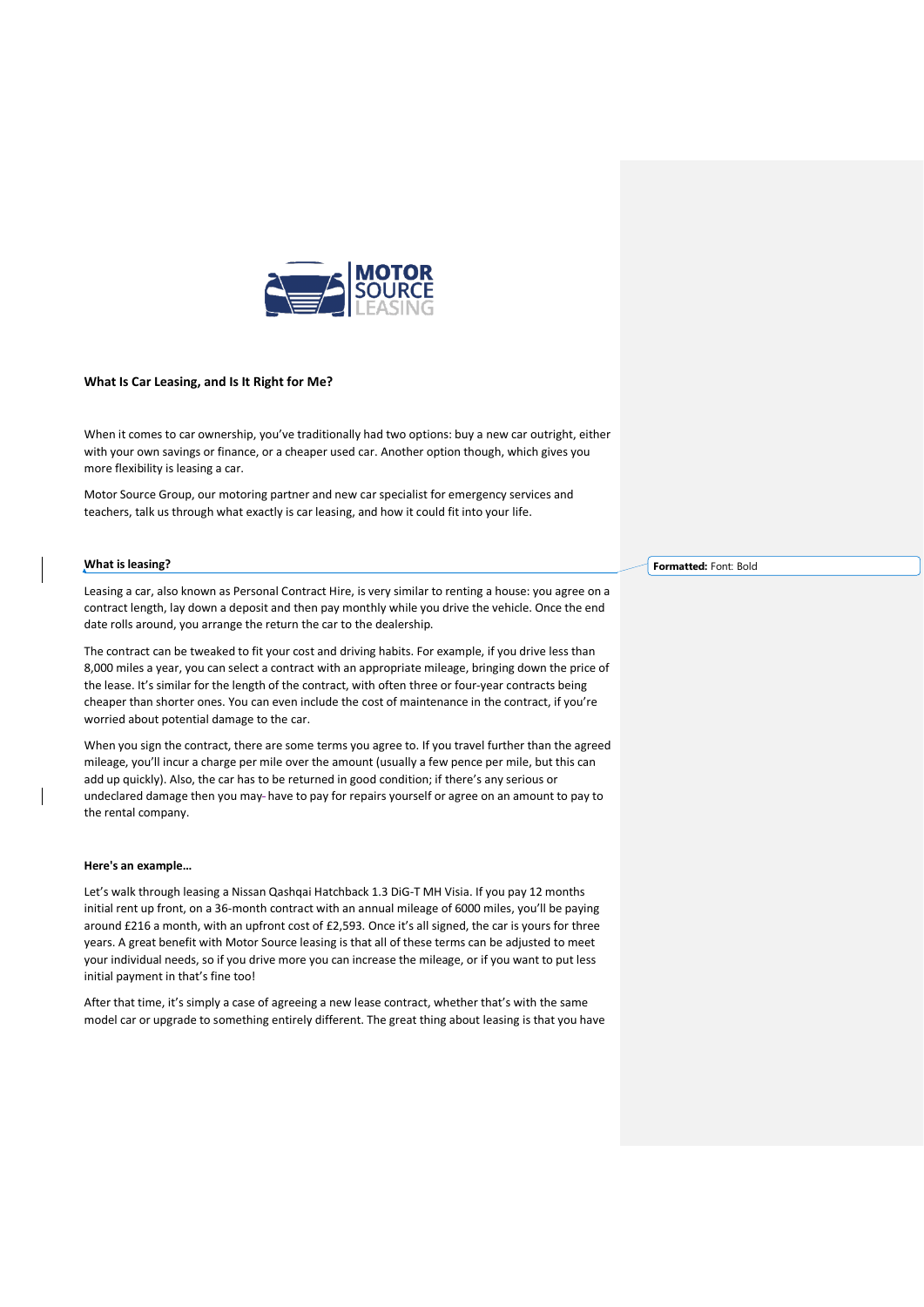# What Is Car Leasing, and Is It Right for Me?

When it comes to car ownership, you've traditionally had two options: buy a new car outright, either with your own savings or finance, or a cheaper used car. Another option though, which gives you more flexibility is leasing a car.

Motor Source Group, our motoring partner and new car specialist for emergency services and teachers, talk us through what exactly is car leasing, and how it could fit into your life.

## What is leasing?

Leasing a car, also known as Personal Contract Hire, is very similar to renting a house: you agree on a contract length, lay down a deposit and then pay monthly while you drive the vehicle. Once the end date rolls around, you arrange the return the car to the dealership.

The contract can be tweaked to fit your cost and driving habits. For example, if you drive less than 8,000 miles a year, you can select a contract with an appropriate mileage, bringing down the price of the lease. It's similar for the length of the contract, with often three or four-year contracts being cheaper than shorter ones. You can even include the cost of maintenance in the contract, if you're worried about potential damage to the car.

When you sign the contract, there are some terms you agree to. If you travel further than the agreed mileage, you'll incur a charge per mile over the amount (usually a few pence per mile, but this can add up quickly). Also, the car has to be returned in good condition; if there's any serious or undeclared damage then you may have to pay for repairs yourself or agree on an amount to pay to the rental company.

## Here's an example…

Let's walk through leasing a Nissan Qashqai Hatchback 1.3 DiG-T MH Visia. If you pay 12 months initial rent up front, on a 36-month contract with an annual mileage of 6000 miles, you'll be paying around £216 a month, with an upfront cost of £2,593. Once it's all signed, the car is yours for three years. A great benefit with Motor Source leasing is that all of these terms can be adjusted to meet your individual needs, so if you drive more you can increase the mileage, or if you want to put less initial payment in that's fine too!

After that time, it's simply a case of agreeing a new lease contract, whether that's with the same model car or upgrade to something entirely different. The great thing about leasing is that you have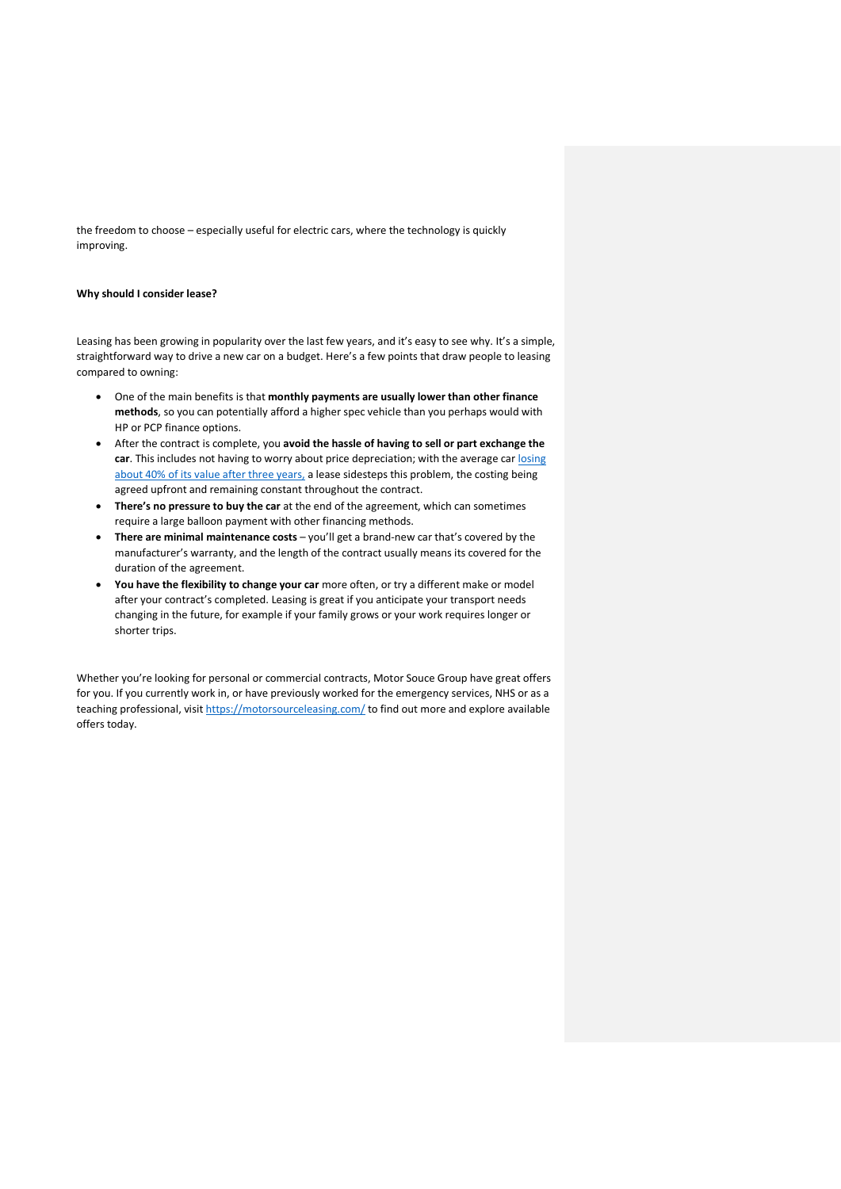the freedom to choose – especially useful for electric cars, where the technology is quickly improving.

**Why should I consider lease?**

Leasing has been growing in popularity over the last few years, and it's easy to see why. It's a simple, straightforward way to drive a new car on a budget. Here's a few points that draw people to leasing compared to owning:

- One of the main benefits is that **monthly payments are usually lower than other finance methods**, so you can potentially afford a higher spec vehicle than you perhaps would with HP or PCP finance options.
- After the contract is complete, you **avoid the hassle of having to sell or part exchange the car**. This includes not having to worry about price depreciation; with the average car [losing about 40% of its value after three years,](#) a lease sidesteps this problem, the costing being agreed upfront and remaining constant throughout the contract.
- **There's no pressure to buy the car** at the end of the agreement, which can sometimes require a large balloon payment with other financing methods.
- **There are minimal maintenance costs** – you'll get a brand-new car that's covered by the manufacturer's warranty, and the length of the contract usually means its covered for the duration of the agreement.
- **You have the flexibility to change your car** more often, or try a different make or model after your contract's completed. Leasing is great if you anticipate your transport needs changing in the future, for example if your family grows or your work requires longer or shorter trips.

Whether you're looking for personal or commercial contracts, Motor Souce Group have great offers for you. If you currently work in, or have previously worked for the emergency services, NHS or as a teaching professional, visit [https://motorsourceleasing.com/](https://motorsourceleasing.com/) to find out more and explore available offers today.